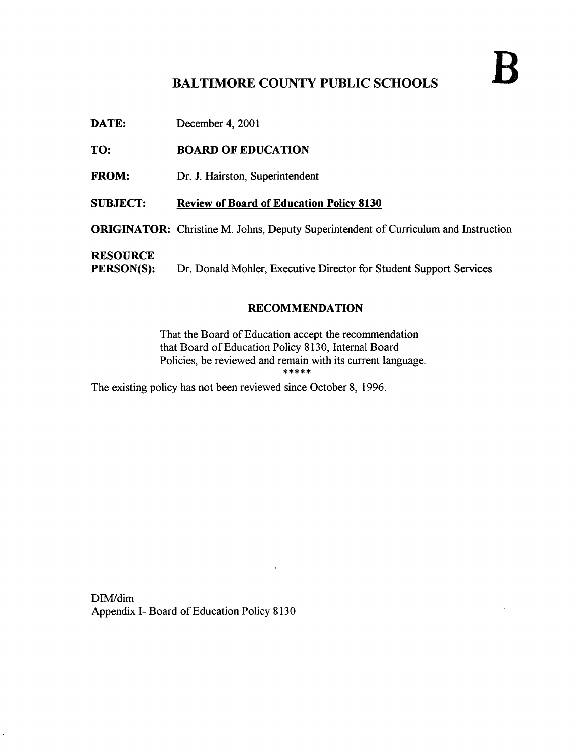# BALTIMORE COUNTY PUBLIC SCHOOLS

**B**

**DATE:** December 4, 2001

**TO:** **BOARD OF EDUCATION**

**FROM:** Dr. J. Hairston, Superintendent

**SUBJECT:** **Review of Board of Education Policy 8130**

**ORIGINATOR:** Christine M. Johns, Deputy Superintendent of Curriculum and Instruction

**RESOURCE PERSON(S):** Dr. Donald Mohler, Executive Director for Student Support Services

## RECOMMENDATION

That the Board of Education accept the recommendation that Board of Education Policy 8130, Internal Board Policies, be reviewed and remain with its current language.

*****

The existing policy has not been reviewed since October 8, 1996.

DIM/dim

Appendix I- Board of Education Policy 8130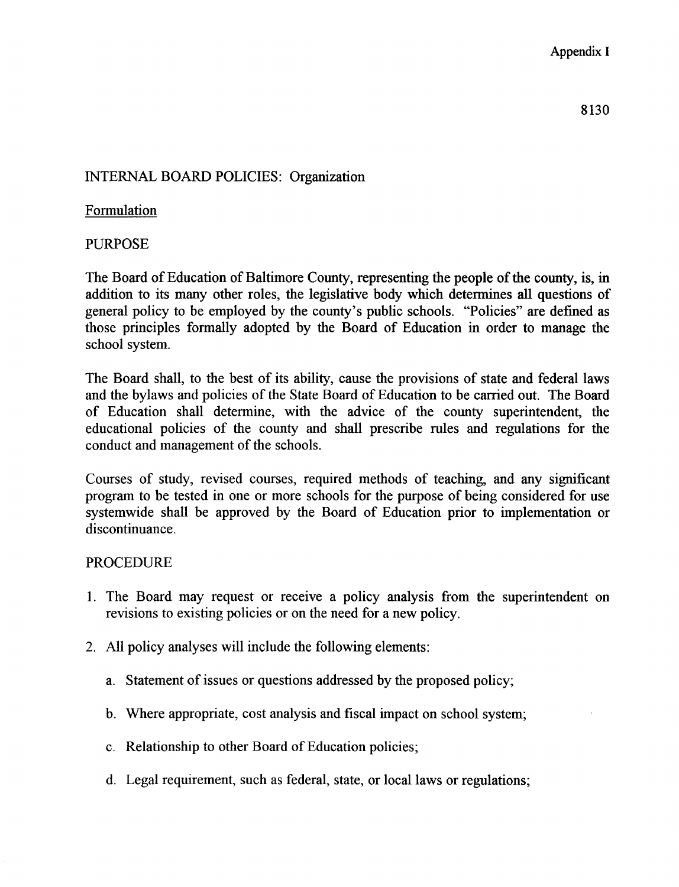Appendix I

8130

INTERNAL BOARD POLICIES: Organization

Formulation

PURPOSE

The Board of Education of Baltimore County, representing the people of the county, is, in addition to its many other roles, the legislative body which determines all questions of general policy to be employed by the county's public schools. "Policies" are defined as those principles formally adopted by the Board of Education in order to manage the school system.

The Board shall, to the best of its ability, cause the provisions of state and federal laws and the bylaws and policies of the State Board of Education to be carried out. The Board of Education shall determine, with the advice of the county superintendent, the educational policies of the county and shall prescribe rules and regulations for the conduct and management of the schools.

Courses of study, revised courses, required methods of teaching, and any significant program to be tested in one or more schools for the purpose of being considered for use systemwide shall be approved by the Board of Education prior to implementation or discontinuance.

PROCEDURE

1. The Board may request or receive a policy analysis from the superintendent on revisions to existing policies or on the need for a new policy.

2. All policy analyses will include the following elements:

   a. Statement of issues or questions addressed by the proposed policy;

   b. Where appropriate, cost analysis and fiscal impact on school system;

   c. Relationship to other Board of Education policies;

   d. Legal requirement, such as federal, state, or local laws or regulations;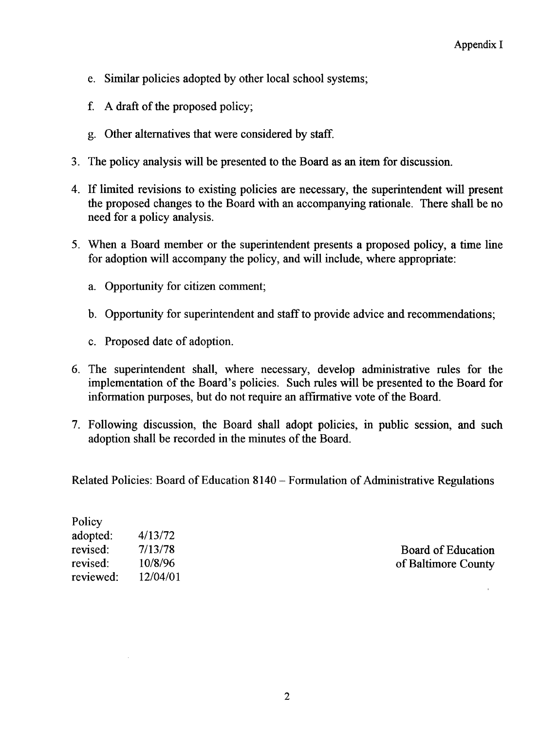Appendix I

e. Similar policies adopted by other local school systems;

f. A draft of the proposed policy;

g. Other alternatives that were considered by staff.

3. The policy analysis will be presented to the Board as an item for discussion.

4. If limited revisions to existing policies are necessary, the superintendent will present the proposed changes to the Board with an accompanying rationale. There shall be no need for a policy analysis.

5. When a Board member or the superintendent presents a proposed policy, a time line for adoption will accompany the policy, and will include, where appropriate:

   a. Opportunity for citizen comment;

   b. Opportunity for superintendent and staff to provide advice and recommendations;

   c. Proposed date of adoption.

6. The superintendent shall, where necessary, develop administrative rules for the implementation of the Board's policies. Such rules will be presented to the Board for information purposes, but do not require an affirmative vote of the Board.

7. Following discussion, the Board shall adopt policies, in public session, and such adoption shall be recorded in the minutes of the Board.

Related Policies: Board of Education 8140 – Formulation of Administrative Regulations

| | |
|---|---|
| Policy adopted: | 4/13/72 |
| revised: | 7/13/78 |
| revised: | 10/8/96 |
| reviewed: | 12/04/01 |

Board of Education
of Baltimore County